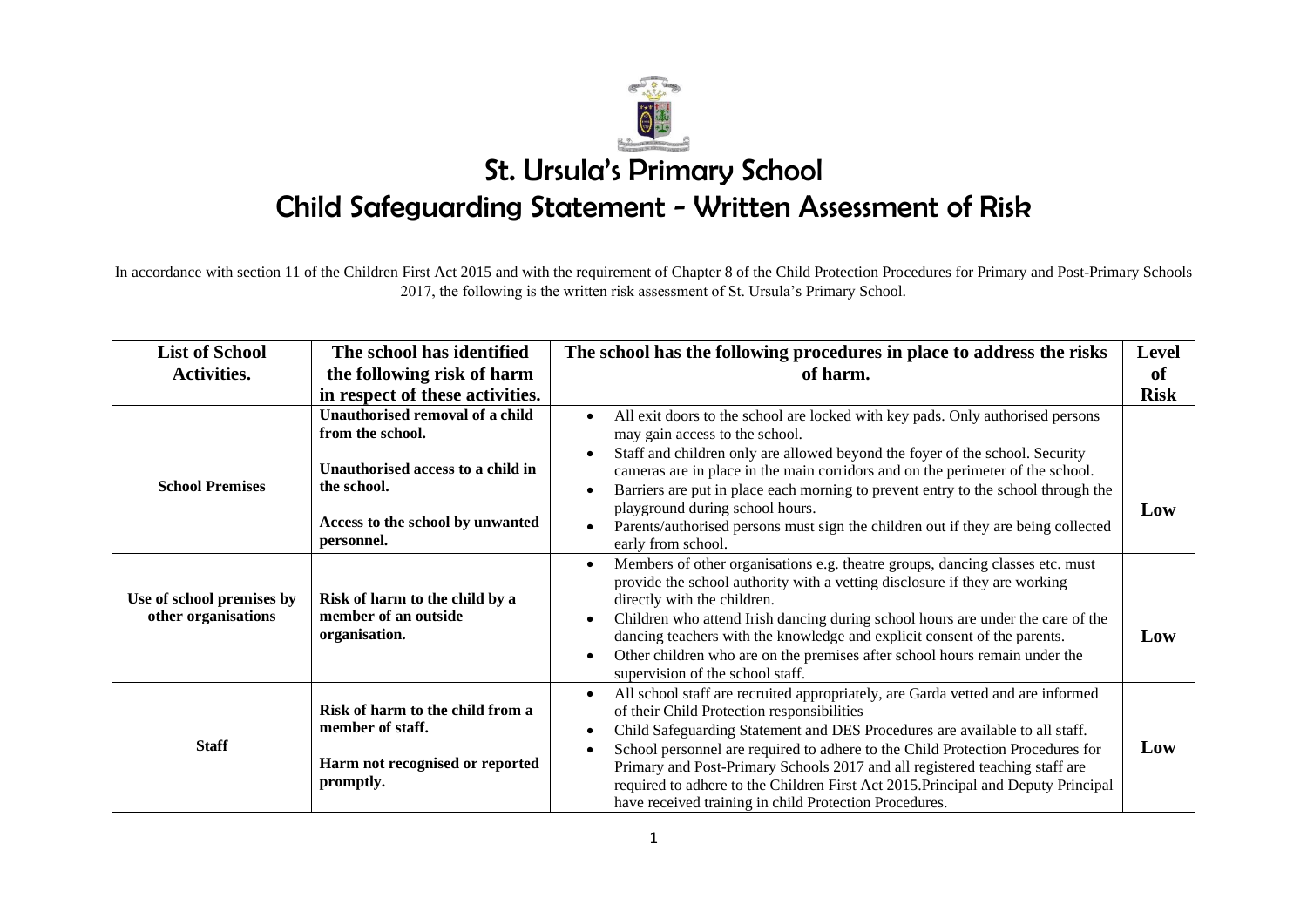# St. Ursula's Primary School

## Child Safeguarding Statement - Written Assessment of Risk

In accordance with section 11 of the Children First Act 2015 and with the requirement of Chapter 8 of the Child Protection Procedures for Primary and Post-Primary Schools 2017, the following is the written risk assessment of St. Ursula's Primary School.

| List of School Activities. | The school has identified the following risk of harm in respect of these activities. | The school has the following procedures in place to address the risks of harm. | Level of Risk |
|---|---|---|---|
| **School Premises** | **Unauthorised removal of a child from the school.**<br><br>**Unauthorised access to a child in the school.**<br><br>**Access to the school by unwanted personnel.** | • All exit doors to the school are locked with key pads. Only authorised persons may gain access to the school.<br>• Staff and children only are allowed beyond the foyer of the school. Security cameras are in place in the main corridors and on the perimeter of the school.<br>• Barriers are put in place each morning to prevent entry to the school through the playground during school hours.<br>• Parents/authorised persons must sign the children out if they are being collected early from school. | **Low** |
| **Use of school premises by other organisations** | **Risk of harm to the child by a member of an outside organisation.** | • Members of other organisations e.g. theatre groups, dancing classes etc. must provide the school authority with a vetting disclosure if they are working directly with the children.<br>• Children who attend Irish dancing during school hours are under the care of the dancing teachers with the knowledge and explicit consent of the parents.<br>• Other children who are on the premises after school hours remain under the supervision of the school staff. | **Low** |
| **Staff** | **Risk of harm to the child from a member of staff.**<br><br>**Harm not recognised or reported promptly.** | • All school staff are recruited appropriately, are Garda vetted and are informed of their Child Protection responsibilities<br>• Child Safeguarding Statement and DES Procedures are available to all staff.<br>• School personnel are required to adhere to the Child Protection Procedures for Primary and Post-Primary Schools 2017 and all registered teaching staff are required to adhere to the Children First Act 2015.Principal and Deputy Principal have received training in child Protection Procedures. | **Low** |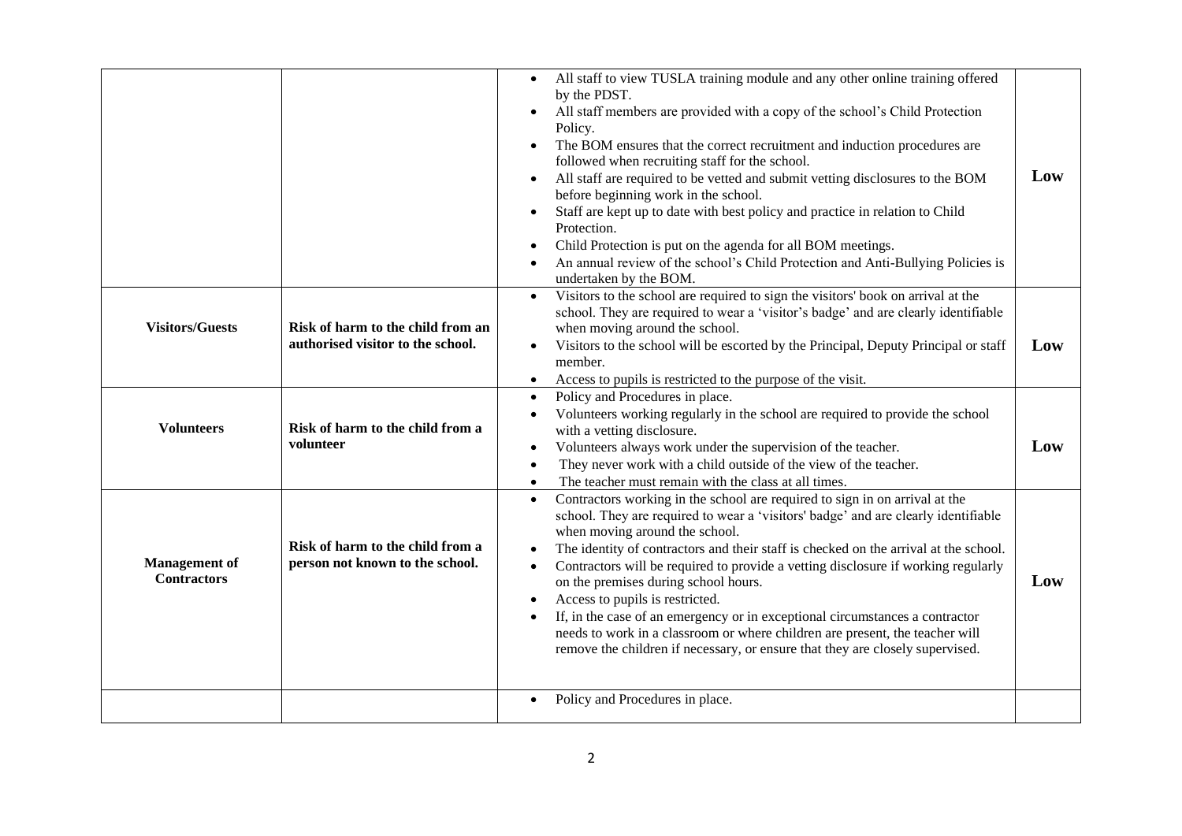| | | | |
|---|---|---|---|
| | | • All staff to view TUSLA training module and any other online training offered by the PDST.<br>• All staff members are provided with a copy of the school's Child Protection Policy.<br>• The BOM ensures that the correct recruitment and induction procedures are followed when recruiting staff for the school.<br>• All staff are required to be vetted and submit vetting disclosures to the BOM before beginning work in the school.<br>• Staff are kept up to date with best policy and practice in relation to Child Protection.<br>• Child Protection is put on the agenda for all BOM meetings.<br>• An annual review of the school's Child Protection and Anti-Bullying Policies is undertaken by the BOM. | **Low** |
| **Visitors/Guests** | **Risk of harm to the child from an authorised visitor to the school.** | • Visitors to the school are required to sign the visitors' book on arrival at the school. They are required to wear a 'visitor's badge' and are clearly identifiable when moving around the school.<br>• Visitors to the school will be escorted by the Principal, Deputy Principal or staff member.<br>• Access to pupils is restricted to the purpose of the visit. | **Low** |
| **Volunteers** | **Risk of harm to the child from a volunteer** | • Policy and Procedures in place.<br>• Volunteers working regularly in the school are required to provide the school with a vetting disclosure.<br>• Volunteers always work under the supervision of the teacher.<br>• They never work with a child outside of the view of the teacher.<br>• The teacher must remain with the class at all times. | **Low** |
| **Management of Contractors** | **Risk of harm to the child from a person not known to the school.** | • Contractors working in the school are required to sign in on arrival at the school. They are required to wear a 'visitors' badge' and are clearly identifiable when moving around the school.<br>• The identity of contractors and their staff is checked on the arrival at the school.<br>• Contractors will be required to provide a vetting disclosure if working regularly on the premises during school hours.<br>• Access to pupils is restricted.<br>• If, in the case of an emergency or in exceptional circumstances a contractor needs to work in a classroom or where children are present, the teacher will remove the children if necessary, or ensure that they are closely supervised. | **Low** |
| | | • Policy and Procedures in place. | |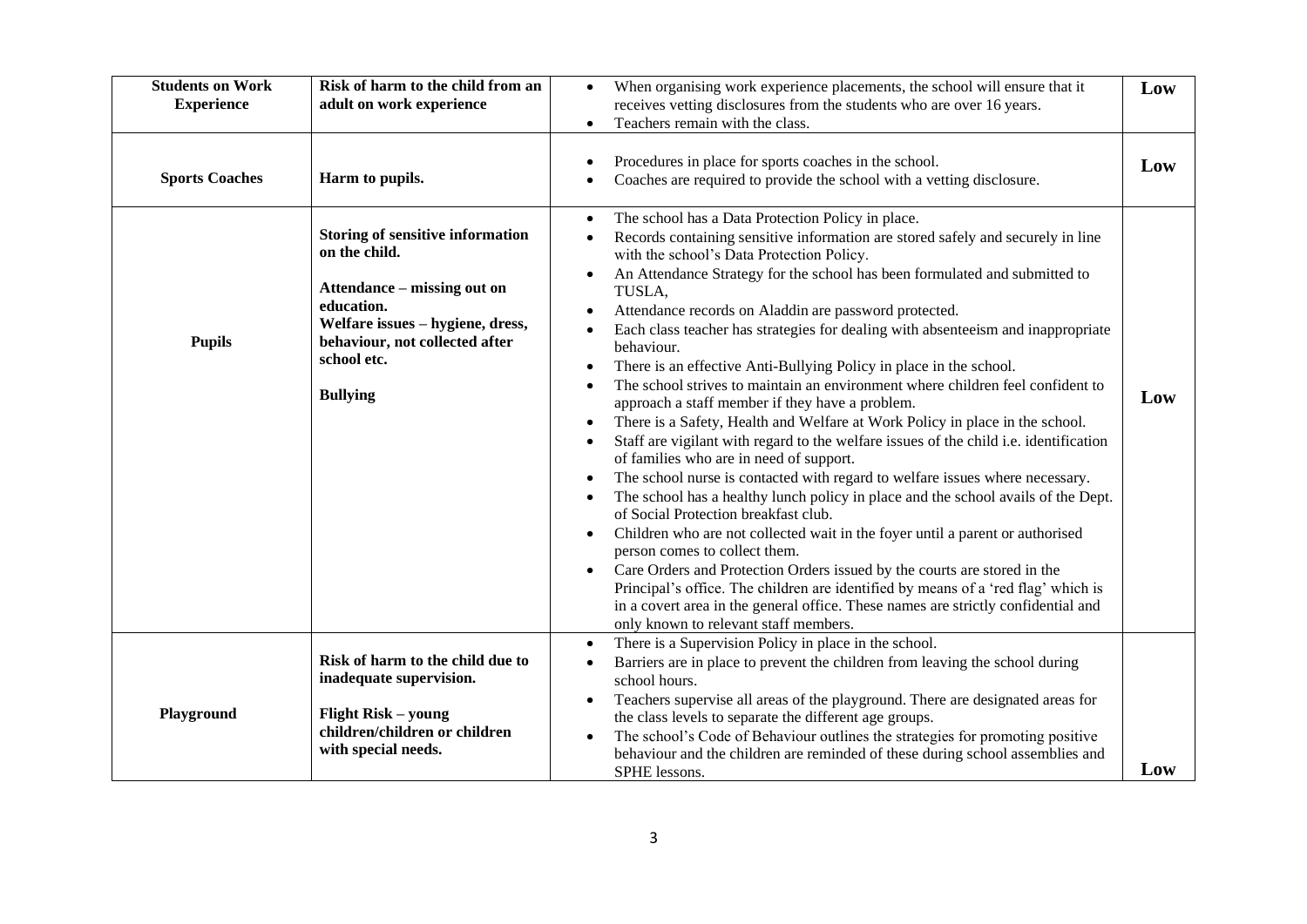| **Students on Work Experience** | **Risk of harm to the child from an adult on work experience** | • When organising work experience placements, the school will ensure that it receives vetting disclosures from the students who are over 16 years.<br>• Teachers remain with the class. | **Low** |
|---|---|---|---|
| **Sports Coaches** | **Harm to pupils.** | • Procedures in place for sports coaches in the school.<br>• Coaches are required to provide the school with a vetting disclosure. | **Low** |
| **Pupils** | **Storing of sensitive information on the child.**<br><br>**Attendance – missing out on education.**<br>**Welfare issues – hygiene, dress, behaviour, not collected after school etc.**<br><br>**Bullying** | • The school has a Data Protection Policy in place.<br>• Records containing sensitive information are stored safely and securely in line with the school's Data Protection Policy.<br>• An Attendance Strategy for the school has been formulated and submitted to TUSLA,<br>• Attendance records on Aladdin are password protected.<br>• Each class teacher has strategies for dealing with absenteeism and inappropriate behaviour.<br>• There is an effective Anti-Bullying Policy in place in the school.<br>• The school strives to maintain an environment where children feel confident to approach a staff member if they have a problem.<br>• There is a Safety, Health and Welfare at Work Policy in place in the school.<br>• Staff are vigilant with regard to the welfare issues of the child i.e. identification of families who are in need of support.<br>• The school nurse is contacted with regard to welfare issues where necessary.<br>• The school has a healthy lunch policy in place and the school avails of the Dept. of Social Protection breakfast club.<br>• Children who are not collected wait in the foyer until a parent or authorised person comes to collect them.<br>• Care Orders and Protection Orders issued by the courts are stored in the Principal's office. The children are identified by means of a 'red flag' which is in a covert area in the general office. These names are strictly confidential and only known to relevant staff members. | **Low** |
| **Playground** | **Risk of harm to the child due to inadequate supervision.**<br><br>**Flight Risk – young children/children or children with special needs.** | • There is a Supervision Policy in place in the school.<br>• Barriers are in place to prevent the children from leaving the school during school hours.<br>• Teachers supervise all areas of the playground. There are designated areas for the class levels to separate the different age groups.<br>• The school's Code of Behaviour outlines the strategies for promoting positive behaviour and the children are reminded of these during school assemblies and SPHE lessons. | **Low** |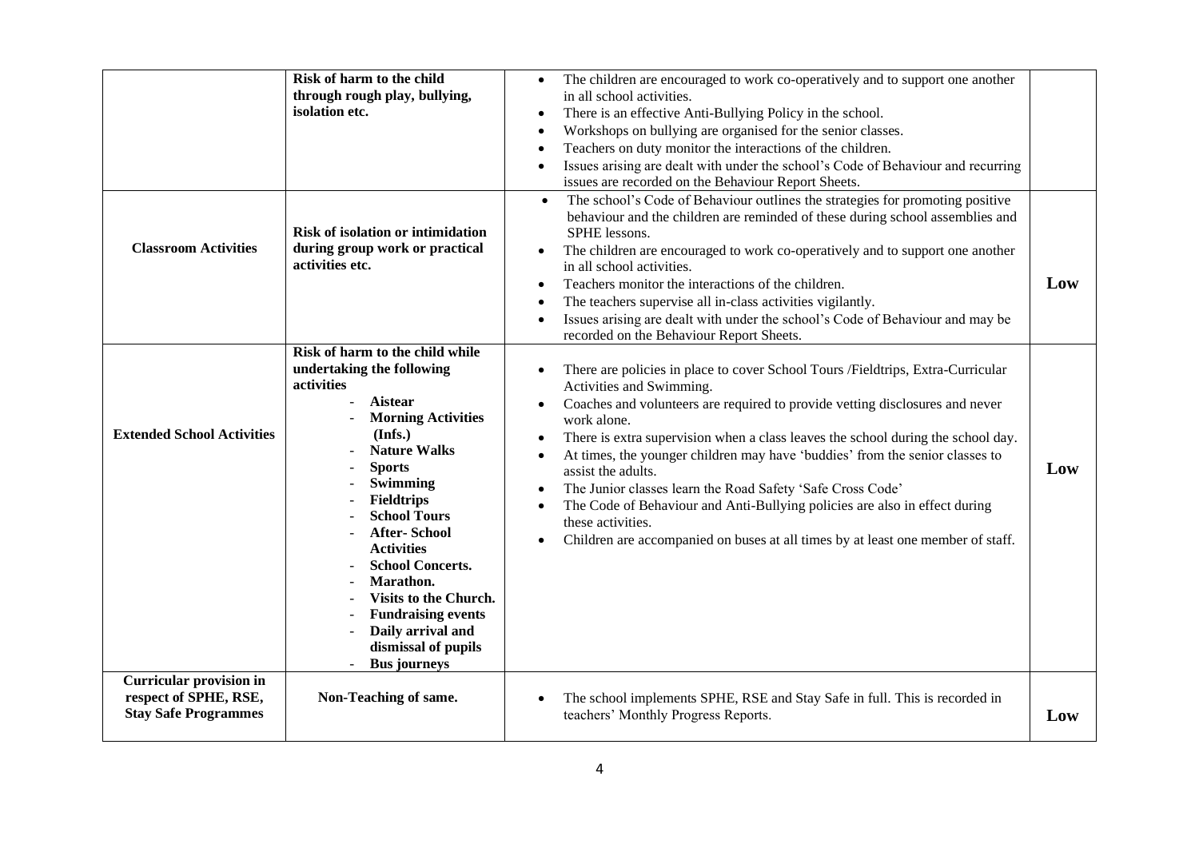| | | | |
|---|---|---|---|
| | **Risk of harm to the child through rough play, bullying, isolation etc.** | • The children are encouraged to work co-operatively and to support one another in all school activities.<br>• There is an effective Anti-Bullying Policy in the school.<br>• Workshops on bullying are organised for the senior classes.<br>• Teachers on duty monitor the interactions of the children.<br>• Issues arising are dealt with under the school's Code of Behaviour and recurring issues are recorded on the Behaviour Report Sheets. | |
| **Classroom Activities** | **Risk of isolation or intimidation during group work or practical activities etc.** | • The school's Code of Behaviour outlines the strategies for promoting positive behaviour and the children are reminded of these during school assemblies and SPHE lessons.<br>• The children are encouraged to work co-operatively and to support one another in all school activities.<br>• Teachers monitor the interactions of the children.<br>• The teachers supervise all in-class activities vigilantly.<br>• Issues arising are dealt with under the school's Code of Behaviour and may be recorded on the Behaviour Report Sheets. | **Low** |
| **Extended School Activities** | **Risk of harm to the child while undertaking the following activities**<br>- **Aistear**<br>- **Morning Activities (Infs.)**<br>- **Nature Walks**<br>- **Sports**<br>- **Swimming**<br>- **Fieldtrips**<br>- **School Tours**<br>- **After- School Activities**<br>- **School Concerts.**<br>- **Marathon.**<br>- **Visits to the Church.**<br>- **Fundraising events**<br>- **Daily arrival and dismissal of pupils**<br>- **Bus journeys** | • There are policies in place to cover School Tours /Fieldtrips, Extra-Curricular Activities and Swimming.<br>• Coaches and volunteers are required to provide vetting disclosures and never work alone.<br>• There is extra supervision when a class leaves the school during the school day.<br>• At times, the younger children may have 'buddies' from the senior classes to assist the adults.<br>• The Junior classes learn the Road Safety 'Safe Cross Code'<br>• The Code of Behaviour and Anti-Bullying policies are also in effect during these activities.<br>• Children are accompanied on buses at all times by at least one member of staff. | **Low** |
| **Curricular provision in respect of SPHE, RSE, Stay Safe Programmes** | **Non-Teaching of same.** | • The school implements SPHE, RSE and Stay Safe in full. This is recorded in teachers' Monthly Progress Reports. | **Low** |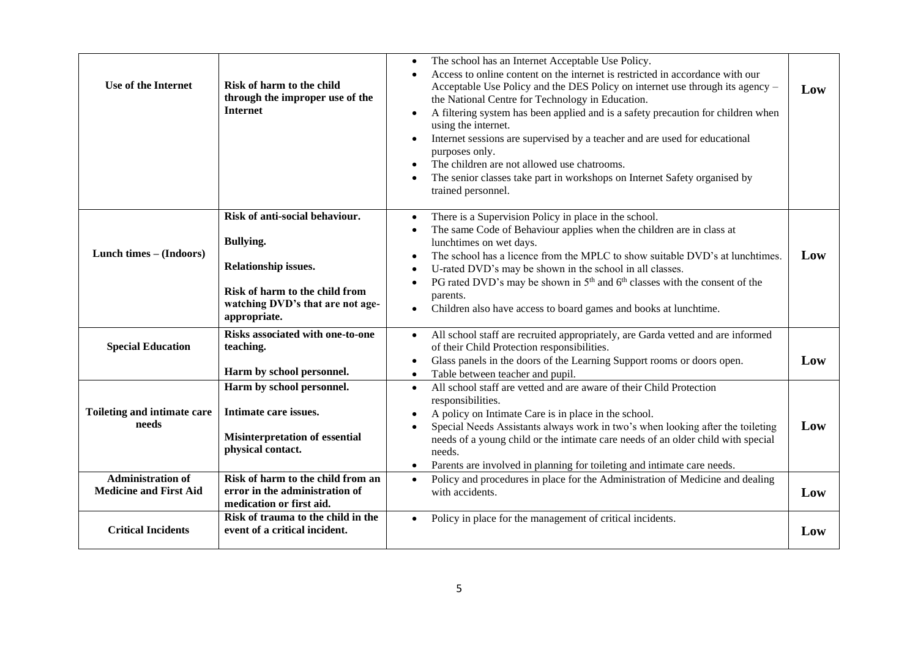| | | | |
|---|---|---|---|
| **Use of the Internet** | **Risk of harm to the child through the improper use of the Internet** | • The school has an Internet Acceptable Use Policy.<br>• Access to online content on the internet is restricted in accordance with our Acceptable Use Policy and the DES Policy on internet use through its agency – the National Centre for Technology in Education.<br>• A filtering system has been applied and is a safety precaution for children when using the internet.<br>• Internet sessions are supervised by a teacher and are used for educational purposes only.<br>• The children are not allowed use chatrooms.<br>• The senior classes take part in workshops on Internet Safety organised by trained personnel. | **Low** |
| **Lunch times – (Indoors)** | **Risk of anti-social behaviour.**<br><br>**Bullying.**<br><br>**Relationship issues.**<br><br>**Risk of harm to the child from watching DVD's that are not age-appropriate.** | • There is a Supervision Policy in place in the school.<br>• The same Code of Behaviour applies when the children are in class at lunchtimes on wet days.<br>• The school has a licence from the MPLC to show suitable DVD's at lunchtimes.<br>• U-rated DVD's may be shown in the school in all classes.<br>• PG rated DVD's may be shown in 5th and 6th classes with the consent of the parents.<br>• Children also have access to board games and books at lunchtime. | **Low** |
| **Special Education** | **Risks associated with one-to-one teaching.**<br><br>**Harm by school personnel.** | • All school staff are recruited appropriately, are Garda vetted and are informed of their Child Protection responsibilities.<br>• Glass panels in the doors of the Learning Support rooms or doors open.<br>• Table between teacher and pupil. | **Low** |
| **Toileting and intimate care needs** | **Harm by school personnel.**<br><br>**Intimate care issues.**<br><br>**Misinterpretation of essential physical contact.** | • All school staff are vetted and are aware of their Child Protection responsibilities.<br>• A policy on Intimate Care is in place in the school.<br>• Special Needs Assistants always work in two's when looking after the toileting needs of a young child or the intimate care needs of an older child with special needs.<br>• Parents are involved in planning for toileting and intimate care needs. | **Low** |
| **Administration of Medicine and First Aid** | **Risk of harm to the child from an error in the administration of medication or first aid.** | • Policy and procedures in place for the Administration of Medicine and dealing with accidents. | **Low** |
| **Critical Incidents** | **Risk of trauma to the child in the event of a critical incident.** | • Policy in place for the management of critical incidents. | **Low** |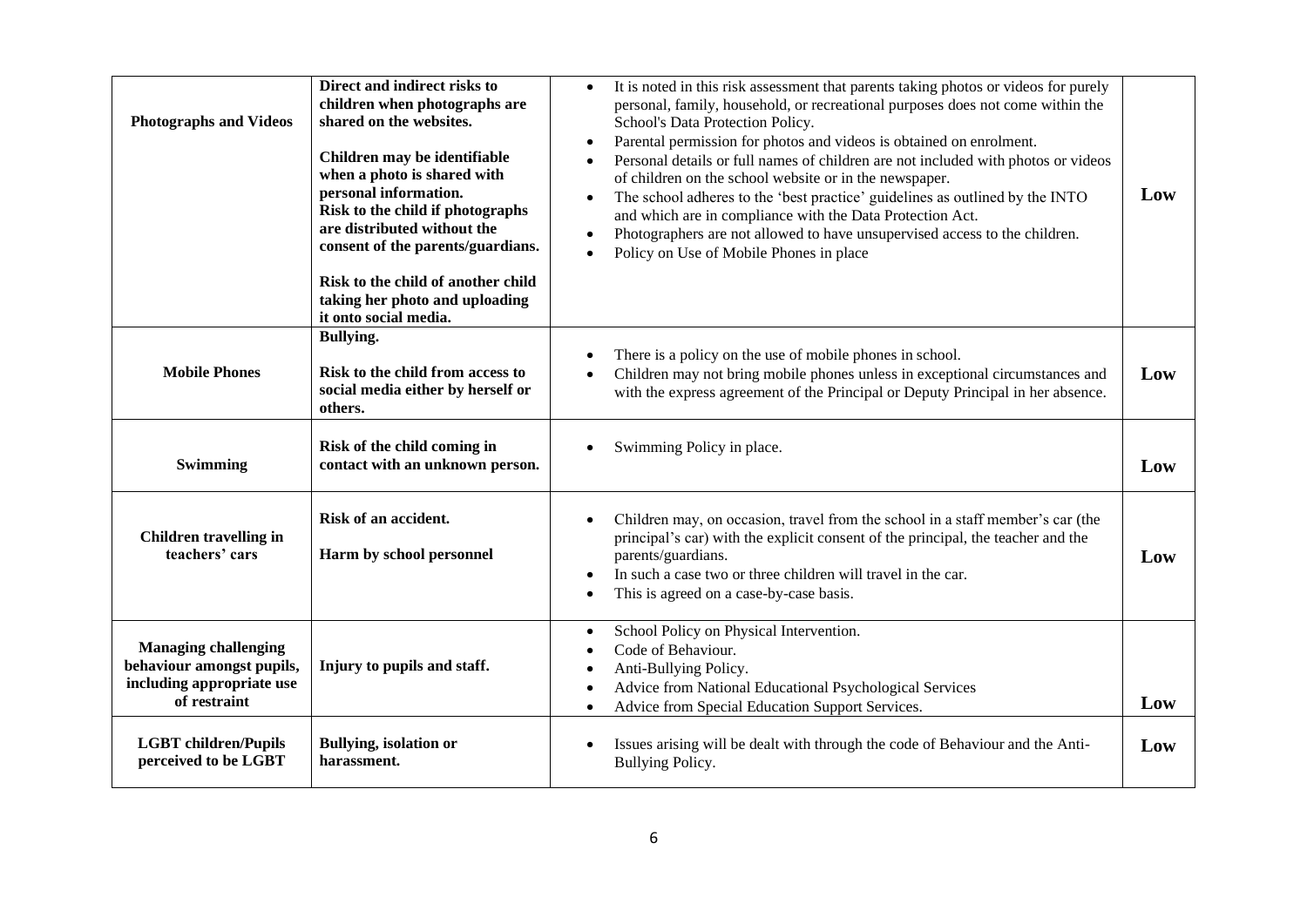| | | | |
|---|---|---|---|
| **Photographs and Videos** | **Direct and indirect risks to children when photographs are shared on the websites.**<br><br>**Children may be identifiable when a photo is shared with personal information.**<br>**Risk to the child if photographs are distributed without the consent of the parents/guardians.**<br><br>**Risk to the child of another child taking her photo and uploading it onto social media.** | • It is noted in this risk assessment that parents taking photos or videos for purely personal, family, household, or recreational purposes does not come within the School's Data Protection Policy.<br>• Parental permission for photos and videos is obtained on enrolment.<br>• Personal details or full names of children are not included with photos or videos of children on the school website or in the newspaper.<br>• The school adheres to the 'best practice' guidelines as outlined by the INTO and which are in compliance with the Data Protection Act.<br>• Photographers are not allowed to have unsupervised access to the children.<br>• Policy on Use of Mobile Phones in place | **Low** |
| **Mobile Phones** | **Bullying.**<br><br>**Risk to the child from access to social media either by herself or others.** | • There is a policy on the use of mobile phones in school.<br>• Children may not bring mobile phones unless in exceptional circumstances and with the express agreement of the Principal or Deputy Principal in her absence. | **Low** |
| **Swimming** | **Risk of the child coming in contact with an unknown person.** | • Swimming Policy in place. | **Low** |
| **Children travelling in teachers' cars** | **Risk of an accident.**<br><br>**Harm by school personnel** | • Children may, on occasion, travel from the school in a staff member's car (the principal's car) with the explicit consent of the principal, the teacher and the parents/guardians.<br>• In such a case two or three children will travel in the car.<br>• This is agreed on a case-by-case basis. | **Low** |
| **Managing challenging behaviour amongst pupils, including appropriate use of restraint** | **Injury to pupils and staff.** | • School Policy on Physical Intervention.<br>• Code of Behaviour.<br>• Anti-Bullying Policy.<br>• Advice from National Educational Psychological Services<br>• Advice from Special Education Support Services. | **Low** |
| **LGBT children/Pupils perceived to be LGBT** | **Bullying, isolation or harassment.** | • Issues arising will be dealt with through the code of Behaviour and the Anti-Bullying Policy. | **Low** |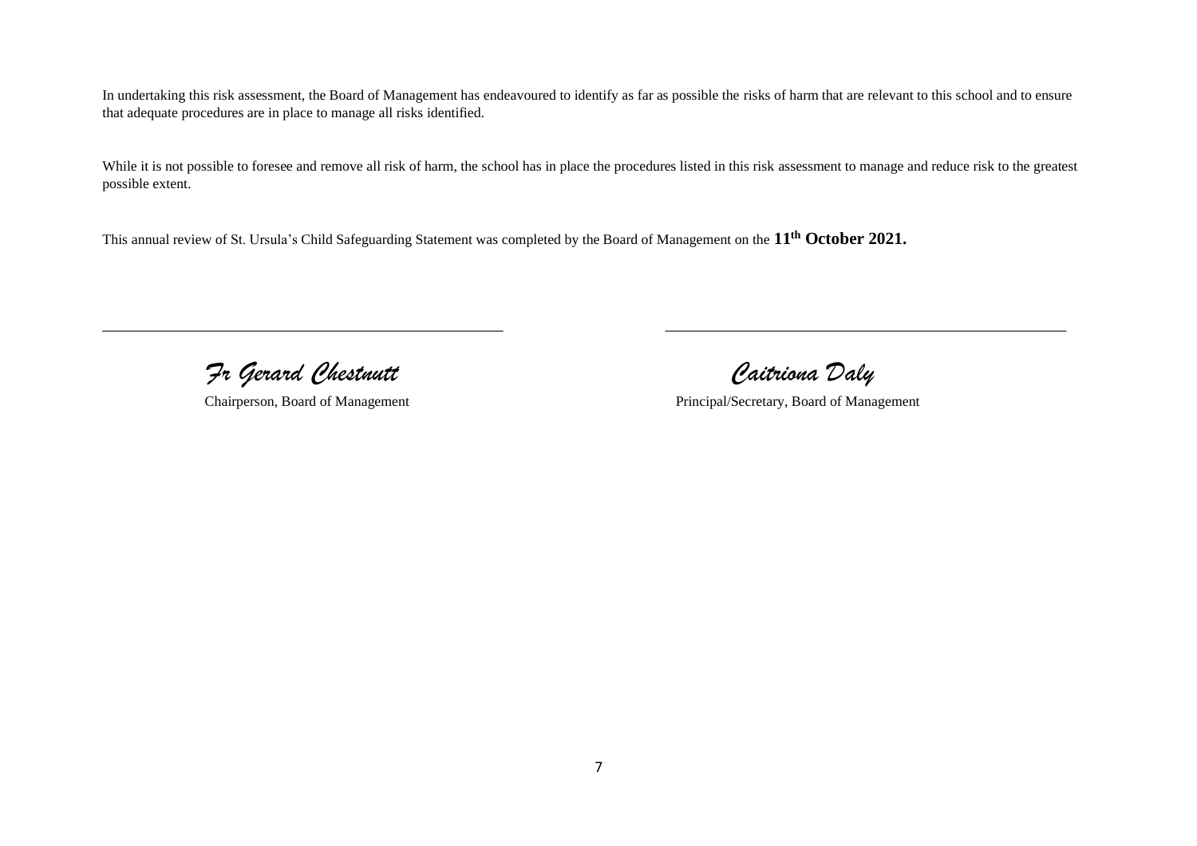In undertaking this risk assessment, the Board of Management has endeavoured to identify as far as possible the risks of harm that are relevant to this school and to ensure that adequate procedures are in place to manage all risks identified.

While it is not possible to foresee and remove all risk of harm, the school has in place the procedures listed in this risk assessment to manage and reduce risk to the greatest possible extent.

This annual review of St. Ursula's Child Safeguarding Statement was completed by the Board of Management on the **11th October 2021.**

_______________________________________________________

*Fr Gerard Chestnutt*

Chairperson, Board of Management

_______________________________________________________

*Caitriona Daly*

Principal/Secretary, Board of Management